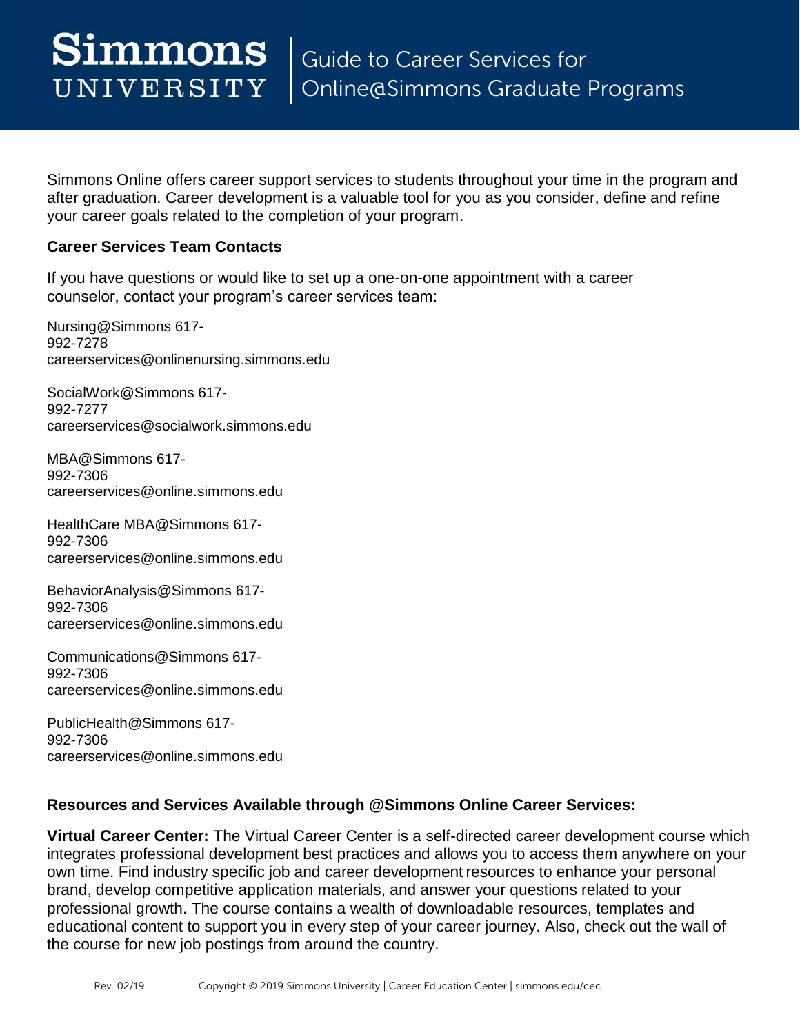# Simmons University | Guide to Career Services for Online@Simmons Graduate Programs

Simmons Online offers career support services to students throughout your time in the program and after graduation. Career development is a valuable tool for you as you consider, define and refine your career goals related to the completion of your program.

**Career Services Team Contacts**

If you have questions or would like to set up a one-on-one appointment with a career counselor, contact your program's career services team:

Nursing@Simmons 617-992-7278
careerservices@onlinenursing.simmons.edu

SocialWork@Simmons 617-992-7277
careerservices@socialwork.simmons.edu

MBA@Simmons 617-992-7306
careerservices@online.simmons.edu

HealthCare MBA@Simmons 617-992-7306
careerservices@online.simmons.edu

BehaviorAnalysis@Simmons 617-992-7306
careerservices@online.simmons.edu

Communications@Simmons 617-992-7306
careerservices@online.simmons.edu

PublicHealth@Simmons 617-992-7306
careerservices@online.simmons.edu

**Resources and Services Available through @Simmons Online Career Services:**

**Virtual Career Center:** The Virtual Career Center is a self-directed career development course which integrates professional development best practices and allows you to access them anywhere on your own time. Find industry specific job and career development resources to enhance your personal brand, develop competitive application materials, and answer your questions related to your professional growth. The course contains a wealth of downloadable resources, templates and educational content to support you in every step of your career journey. Also, check out the wall of the course for new job postings from around the country.

Rev. 02/19 Copyright © 2019 Simmons University | Career Education Center | simmons.edu/cec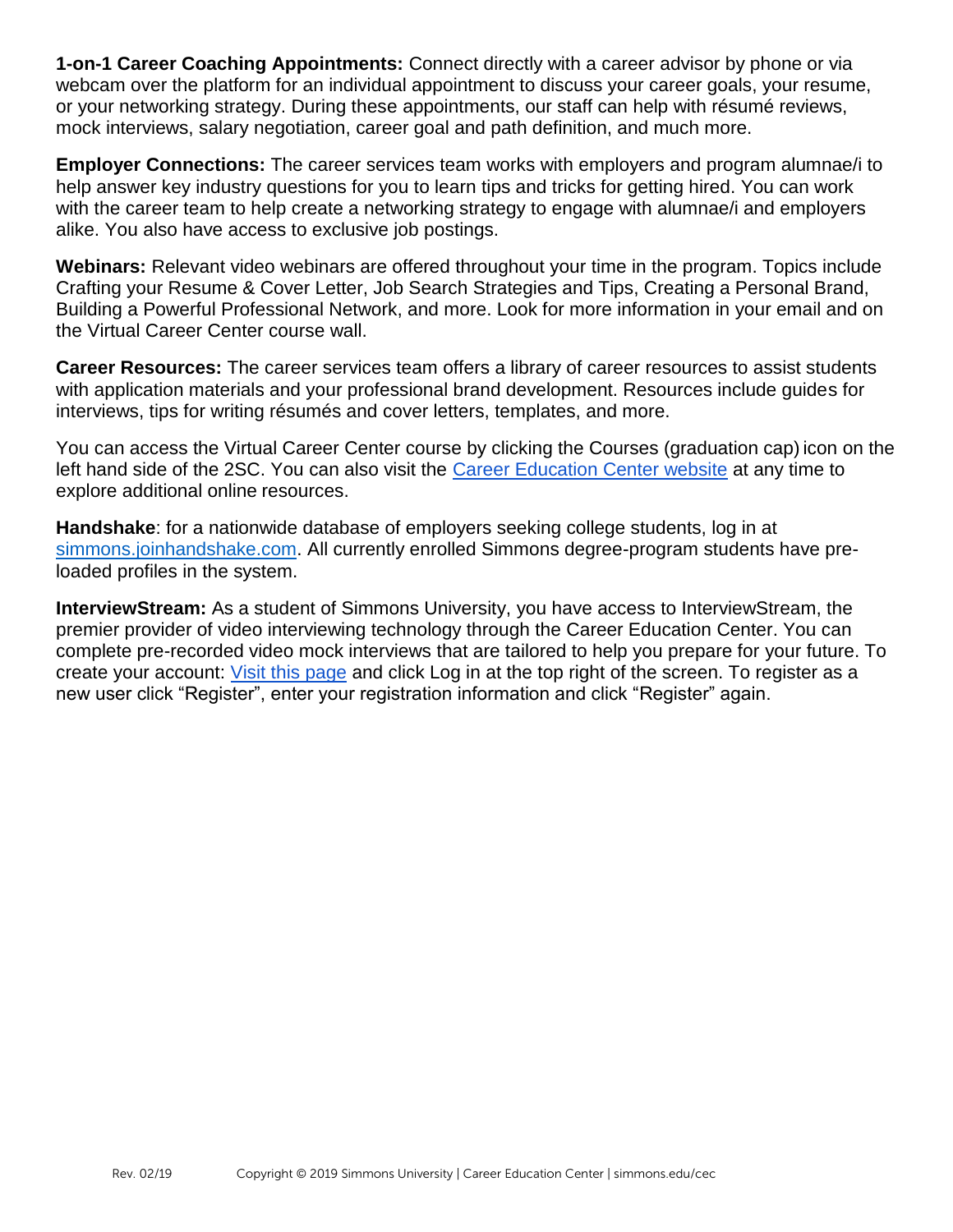**1-on-1 Career Coaching Appointments:** Connect directly with a career advisor by phone or via webcam over the platform for an individual appointment to discuss your career goals, your resume, or your networking strategy. During these appointments, our staff can help with résumé reviews, mock interviews, salary negotiation, career goal and path definition, and much more.

**Employer Connections:** The career services team works with employers and program alumnae/i to help answer key industry questions for you to learn tips and tricks for getting hired. You can work with the career team to help create a networking strategy to engage with alumnae/i and employers alike. You also have access to exclusive job postings.

**Webinars:** Relevant video webinars are offered throughout your time in the program. Topics include Crafting your Resume & Cover Letter, Job Search Strategies and Tips, Creating a Personal Brand, Building a Powerful Professional Network, and more. Look for more information in your email and on the Virtual Career Center course wall.

**Career Resources:** The career services team offers a library of career resources to assist students with application materials and your professional brand development. Resources include guides for interviews, tips for writing résumés and cover letters, templates, and more.

You can access the Virtual Career Center course by clicking the Courses (graduation cap) icon on the left hand side of the 2SC. You can also visit the Career Education Center website at any time to explore additional online resources.

**Handshake**: for a nationwide database of employers seeking college students, log in at simmons.joinhandshake.com. All currently enrolled Simmons degree-program students have pre-loaded profiles in the system.

**InterviewStream:** As a student of Simmons University, you have access to InterviewStream, the premier provider of video interviewing technology through the Career Education Center. You can complete pre-recorded video mock interviews that are tailored to help you prepare for your future. To create your account: Visit this page and click Log in at the top right of the screen. To register as a new user click "Register", enter your registration information and click "Register" again.

Rev. 02/19 Copyright © 2019 Simmons University | Career Education Center | simmons.edu/cec